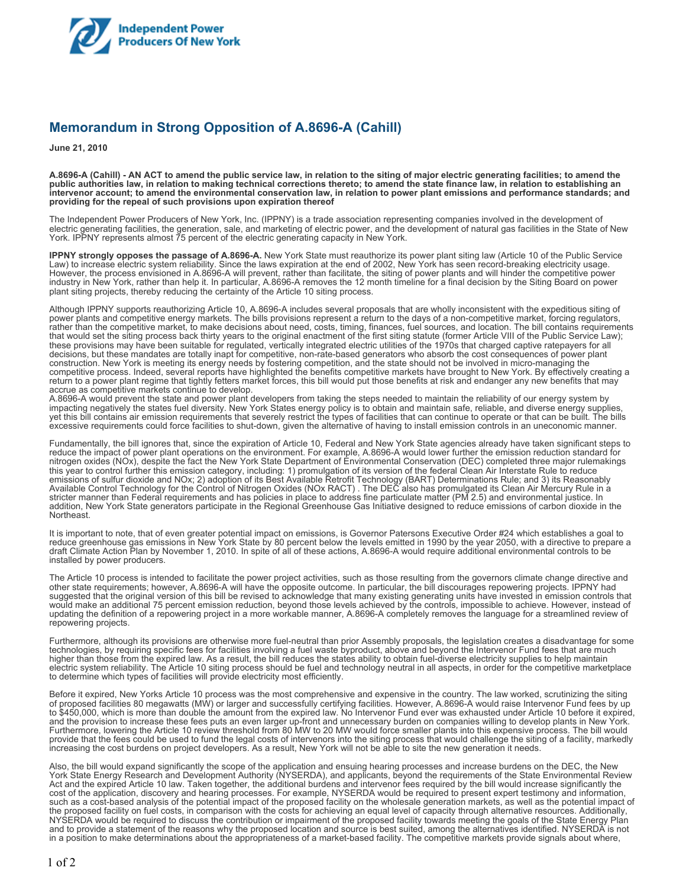Independent Power Producers Of New York

# Memorandum in Strong Opposition of A.8696-A (Cahill)

**June 21, 2010**

**A.8696-A (Cahill) - AN ACT to amend the public service law, in relation to the siting of major electric generating facilities; to amend the public authorities law, in relation to making technical corrections thereto; to amend the state finance law, in relation to establishing an intervenor account; to amend the environmental conservation law, in relation to power plant emissions and performance standards; and providing for the repeal of such provisions upon expiration thereof**

The Independent Power Producers of New York, Inc. (IPPNY) is a trade association representing companies involved in the development of electric generating facilities, the generation, sale, and marketing of electric power, and the development of natural gas facilities in the State of New York. IPPNY represents almost 75 percent of the electric generating capacity in New York.

**IPPNY strongly opposes the passage of A.8696-A.** New York State must reauthorize its power plant siting law (Article 10 of the Public Service Law) to increase electric system reliability. Since the laws expiration at the end of 2002, New York has seen record-breaking electricity usage. However, the process envisioned in A.8696-A will prevent, rather than facilitate, the siting of power plants and will hinder the competitive power industry in New York, rather than help it. In particular, A.8696-A removes the 12 month timeline for a final decision by the Siting Board on power plant siting projects, thereby reducing the certainty of the Article 10 siting process.

Although IPPNY supports reauthorizing Article 10, A.8696-A includes several proposals that are wholly inconsistent with the expeditious siting of power plants and competitive energy markets. The bills provisions represent a return to the days of a non-competitive market, forcing regulators, rather than the competitive market, to make decisions about need, costs, timing, finances, fuel sources, and location. The bill contains requirements that would set the siting process back thirty years to the original enactment of the first siting statute (former Article VIII of the Public Service Law); these provisions may have been suitable for regulated, vertically integrated electric utilities of the 1970s that charged captive ratepayers for all decisions, but these mandates are totally inapt for competitive, non-rate-based generators who absorb the cost consequences of power plant construction. New York is meeting its energy needs by fostering competition, and the state should not be involved in micro-managing the competitive process. Indeed, several reports have highlighted the benefits competitive markets have brought to New York. By effectively creating a return to a power plant regime that tightly fetters market forces, this bill would put those benefits at risk and endanger any new benefits that may accrue as competitive markets continue to develop.
A.8696-A would prevent the state and power plant developers from taking the steps needed to maintain the reliability of our energy system by impacting negatively the states fuel diversity. New York States energy policy is to obtain and maintain safe, reliable, and diverse energy supplies, yet this bill contains air emission requirements that severely restrict the types of facilities that can continue to operate or that can be built. The bills excessive requirements could force facilities to shut-down, given the alternative of having to install emission controls in an uneconomic manner.

Fundamentally, the bill ignores that, since the expiration of Article 10, Federal and New York State agencies already have taken significant steps to reduce the impact of power plant operations on the environment. For example, A.8696-A would lower further the emission reduction standard for nitrogen oxides (NOx), despite the fact the New York State Department of Environmental Conservation (DEC) completed three major rulemakings this year to control further this emission category, including: 1) promulgation of its version of the federal Clean Air Interstate Rule to reduce emissions of sulfur dioxide and NOx; 2) adoption of its Best Available Retrofit Technology (BART) Determinations Rule; and 3) its Reasonably Available Control Technology for the Control of Nitrogen Oxides (NOx RACT) . The DEC also has promulgated its Clean Air Mercury Rule in a stricter manner than Federal requirements and has policies in place to address fine particulate matter (PM 2.5) and environmental justice. In addition, New York State generators participate in the Regional Greenhouse Gas Initiative designed to reduce emissions of carbon dioxide in the Northeast.

It is important to note, that of even greater potential impact on emissions, is Governor Patersons Executive Order #24 which establishes a goal to reduce greenhouse gas emissions in New York State by 80 percent below the levels emitted in 1990 by the year 2050, with a directive to prepare a draft Climate Action Plan by November 1, 2010. In spite of all of these actions, A.8696-A would require additional environmental controls to be installed by power producers.

The Article 10 process is intended to facilitate the power project activities, such as those resulting from the governors climate change directive and other state requirements; however, A.8696-A will have the opposite outcome. In particular, the bill discourages repowering projects. IPPNY had suggested that the original version of this bill be revised to acknowledge that many existing generating units have invested in emission controls that would make an additional 75 percent emission reduction, beyond those levels achieved by the controls, impossible to achieve. However, instead of updating the definition of a repowering project in a more workable manner, A.8696-A completely removes the language for a streamlined review of repowering projects.

Furthermore, although its provisions are otherwise more fuel-neutral than prior Assembly proposals, the legislation creates a disadvantage for some technologies, by requiring specific fees for facilities involving a fuel waste byproduct, above and beyond the Intervenor Fund fees that are much higher than those from the expired law. As a result, the bill reduces the states ability to obtain fuel-diverse electricity supplies to help maintain electric system reliability. The Article 10 siting process should be fuel and technology neutral in all aspects, in order for the competitive marketplace to determine which types of facilities will provide electricity most efficiently.

Before it expired, New Yorks Article 10 process was the most comprehensive and expensive in the country. The law worked, scrutinizing the siting of proposed facilities 80 megawatts (MW) or larger and successfully certifying facilities. However, A.8696-A would raise Intervenor Fund fees by up to $450,000, which is more than double the amount from the expired law. No Intervenor Fund ever was exhausted under Article 10 before it expired, and the provision to increase these fees puts an even larger up-front and unnecessary burden on companies willing to develop plants in New York. Furthermore, lowering the Article 10 review threshold from 80 MW to 20 MW would force smaller plants into this expensive process. The bill would provide that the fees could be used to fund the legal costs of intervenors into the siting process that would challenge the siting of a facility, markedly increasing the cost burdens on project developers. As a result, New York will not be able to site the new generation it needs.

Also, the bill would expand significantly the scope of the application and ensuing hearing processes and increase burdens on the DEC, the New York State Energy Research and Development Authority (NYSERDA), and applicants, beyond the requirements of the State Environmental Review Act and the expired Article 10 law. Taken together, the additional burdens and intervenor fees required by the bill would increase significantly the cost of the application, discovery and hearing processes. For example, NYSERDA would be required to present expert testimony and information, such as a cost-based analysis of the potential impact of the proposed facility on the wholesale generation markets, as well as the potential impact of the proposed facility on fuel costs, in comparison with the costs for achieving an equal level of capacity through alternative resources. Additionally, NYSERDA would be required to discuss the contribution or impairment of the proposed facility towards meeting the goals of the State Energy Plan and to provide a statement of the reasons why the proposed location and source is best suited, among the alternatives identified. NYSERDA is not in a position to make determinations about the appropriateness of a market-based facility. The competitive markets provide signals about where,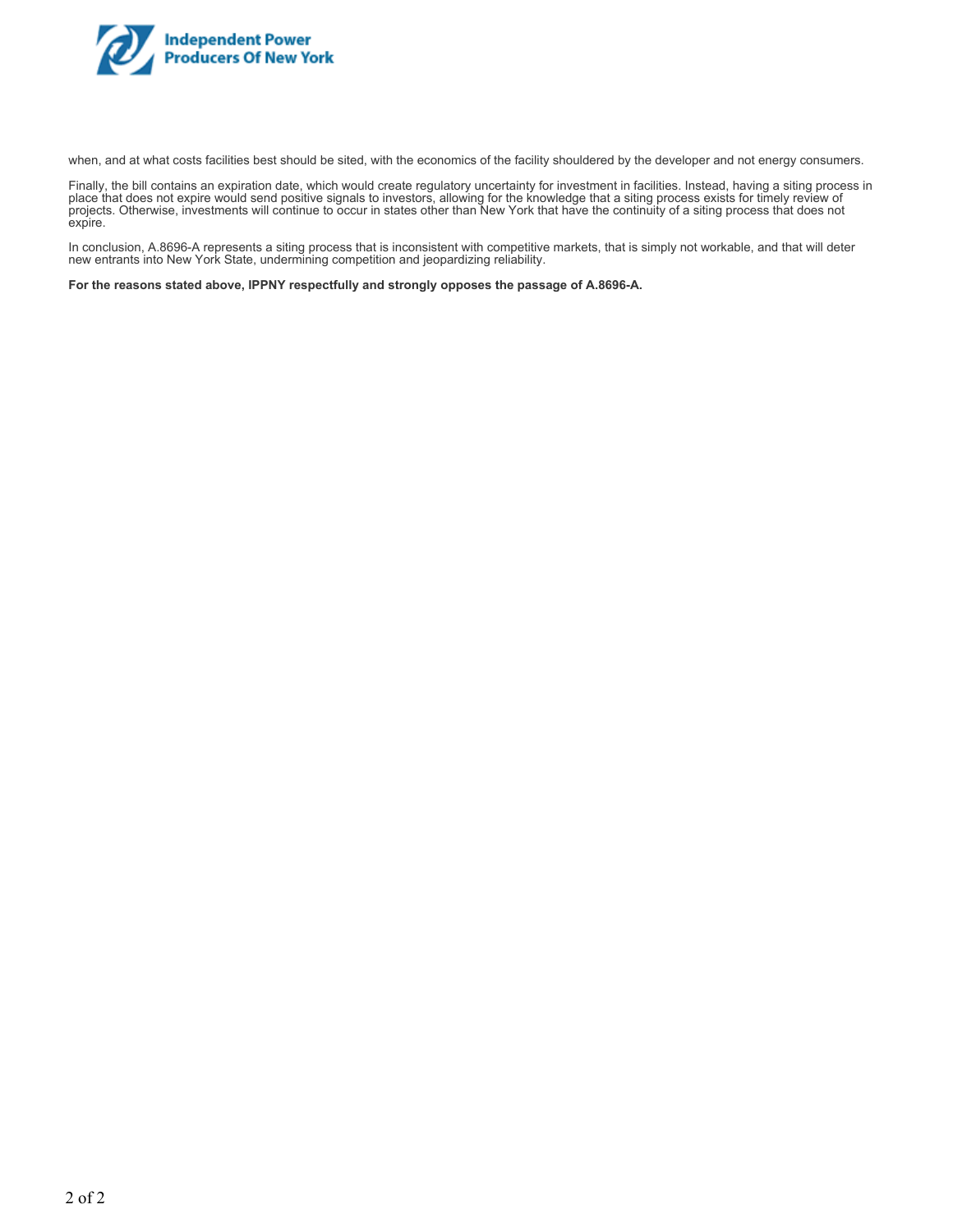when, and at what costs facilities best should be sited, with the economics of the facility shouldered by the developer and not energy consumers.

Finally, the bill contains an expiration date, which would create regulatory uncertainty for investment in facilities. Instead, having a siting process in place that does not expire would send positive signals to investors, allowing for the knowledge that a siting process exists for timely review of projects. Otherwise, investments will continue to occur in states other than New York that have the continuity of a siting process that does not expire.

In conclusion, A.8696-A represents a siting process that is inconsistent with competitive markets, that is simply not workable, and that will deter new entrants into New York State, undermining competition and jeopardizing reliability.

**For the reasons stated above, IPPNY respectfully and strongly opposes the passage of A.8696-A.**